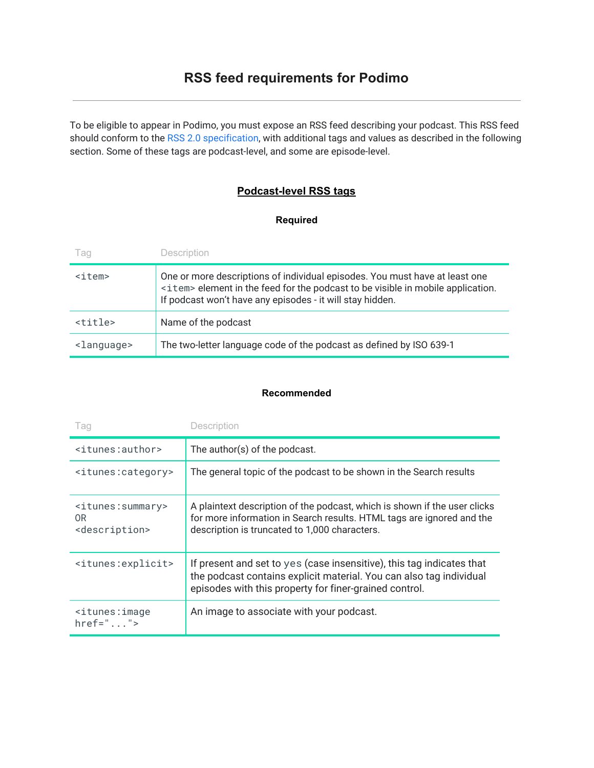# RSS feed requirements for Podimo

---

To be eligible to appear in Podimo, you must expose an RSS feed describing your podcast. This RSS feed should conform to the RSS 2.0 specification, with additional tags and values as described in the following section. Some of these tags are podcast-level, and some are episode-level.

## Podcast-level RSS tags

### Required

| Tag | Description |
| --- | --- |
| `<item>` | One or more descriptions of individual episodes. You must have at least one `<item>` element in the feed for the podcast to be visible in mobile application. If podcast won't have any episodes - it will stay hidden. |
| `<title>` | Name of the podcast |
| `<language>` | The two-letter language code of the podcast as defined by ISO 639-1 |

### Recommended

| Tag | Description |
| --- | --- |
| `<itunes:author>` | The author(s) of the podcast. |
| `<itunes:category>` | The general topic of the podcast to be shown in the Search results |
| `<itunes:summary>` OR `<description>` | A plaintext description of the podcast, which is shown if the user clicks for more information in Search results. HTML tags are ignored and the description is truncated to 1,000 characters. |
| `<itunes:explicit>` | If present and set to `yes` (case insensitive), this tag indicates that the podcast contains explicit material. You can also tag individual episodes with this property for finer-grained control. |
| `<itunes:image href="...">` | An image to associate with your podcast. |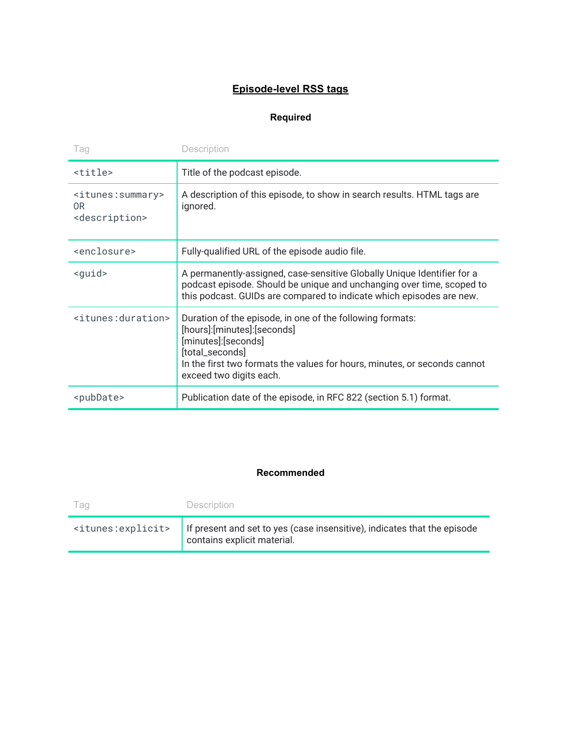# Episode-level RSS tags

### Required

| Tag | Description |
|---|---|
| `<title>` | Title of the podcast episode. |
| `<itunes:summary>` OR `<description>` | A description of this episode, to show in search results. HTML tags are ignored. |
| `<enclosure>` | Fully-qualified URL of the episode audio file. |
| `<guid>` | A permanently-assigned, case-sensitive Globally Unique Identifier for a podcast episode. Should be unique and unchanging over time, scoped to this podcast. GUIDs are compared to indicate which episodes are new. |
| `<itunes:duration>` | Duration of the episode, in one of the following formats:<br>[hours]:[minutes]:[seconds]<br>[minutes]:[seconds]<br>[total_seconds]<br>In the first two formats the values for hours, minutes, or seconds cannot exceed two digits each. |
| `<pubDate>` | Publication date of the episode, in RFC 822 (section 5.1) format. |

### Recommended

| Tag | Description |
|---|---|
| `<itunes:explicit>` | If present and set to yes (case insensitive), indicates that the episode contains explicit material. |